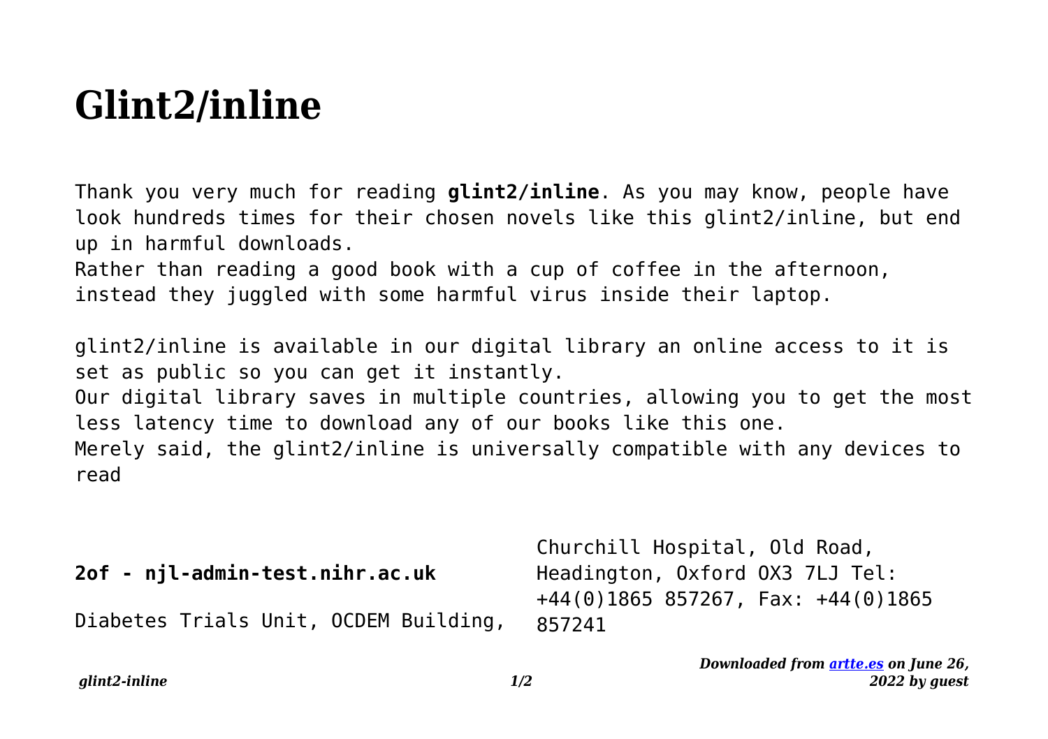# Glint2/inline

Thank you very much for reading **glint2/inline**. As you may know, people have look hundreds times for their chosen novels like this glint2/inline, but end up in harmful downloads.
Rather than reading a good book with a cup of coffee in the afternoon, instead they juggled with some harmful virus inside their laptop.

glint2/inline is available in our digital library an online access to it is set as public so you can get it instantly.
Our digital library saves in multiple countries, allowing you to get the most less latency time to download any of our books like this one.
Merely said, the glint2/inline is universally compatible with any devices to read

**2of - njl-admin-test.nihr.ac.uk**

Diabetes Trials Unit, OCDEM Building, Churchill Hospital, Old Road, Headington, Oxford OX3 7LJ Tel: +44(0)1865 857267, Fax: +44(0)1865 857241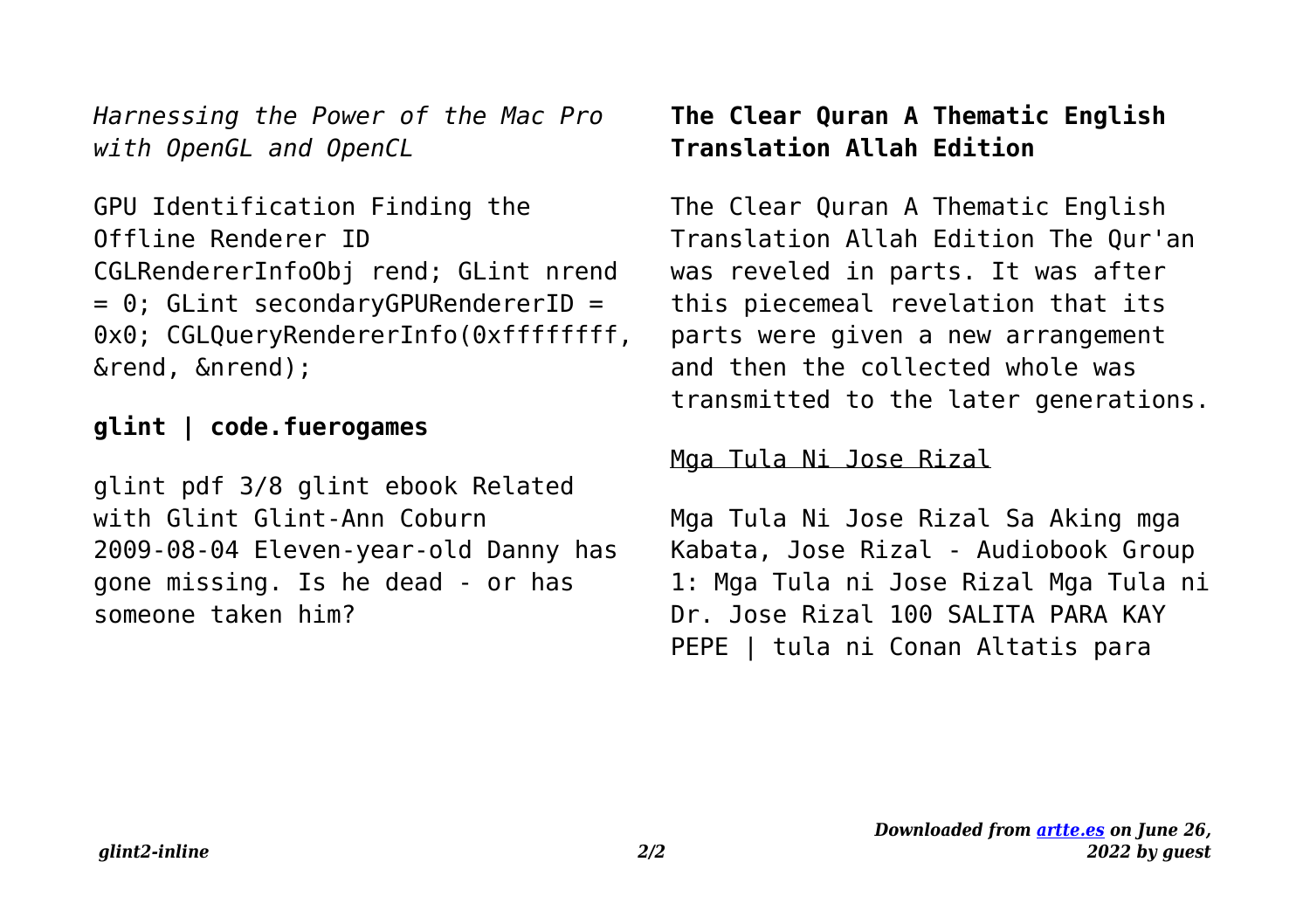*Harnessing the Power of the Mac Pro with OpenGL and OpenCL*

GPU Identification Finding the Offline Renderer ID CGLRendererInfoObj rend; GLint nrend = 0; GLint secondaryGPURendererID = 0x0; CGLQueryRendererInfo(0xffffffff, &rend, &nrend);

**glint | code.fuerogames**

glint pdf 3/8 glint ebook Related with Glint Glint-Ann Coburn 2009-08-04 Eleven-year-old Danny has gone missing. Is he dead - or has someone taken him?

**The Clear Quran A Thematic English Translation Allah Edition**

The Clear Quran A Thematic English Translation Allah Edition The Qur'an was reveled in parts. It was after this piecemeal revelation that its parts were given a new arrangement and then the collected whole was transmitted to the later generations.

Mga Tula Ni Jose Rizal

Mga Tula Ni Jose Rizal Sa Aking mga Kabata, Jose Rizal - Audiobook Group 1: Mga Tula ni Jose Rizal Mga Tula ni Dr. Jose Rizal 100 SALITA PARA KAY PEPE | tula ni Conan Altatis para